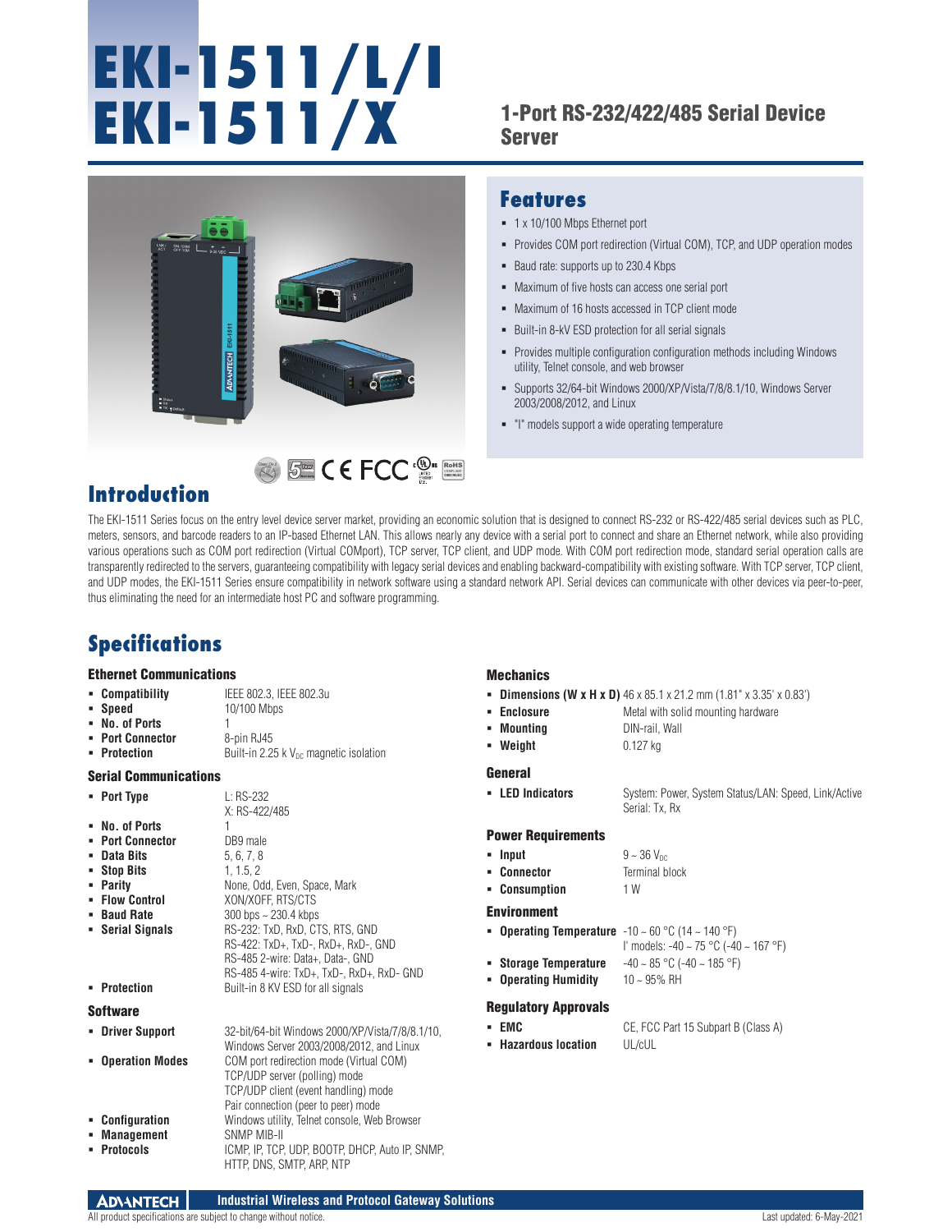# EKI-1511/L/I
# EKI-1511/X

## 1-Port RS-232/422/485 Serial Device Server

## Features

- 1 x 10/100 Mbps Ethernet port
- Provides COM port redirection (Virtual COM), TCP, and UDP operation modes
- Baud rate: supports up to 230.4 Kbps
- Maximum of five hosts can access one serial port
- Maximum of 16 hosts accessed in TCP client mode
- Built-in 8-kV ESD protection for all serial signals
- Provides multiple configuration configuration methods including Windows utility, Telnet console, and web browser
- Supports 32/64-bit Windows 2000/XP/Vista/7/8/8.1/10, Windows Server 2003/2008/2012, and Linux
- "I" models support a wide operating temperature

## Introduction

The EKI-1511 Series focus on the entry level device server market, providing an economic solution that is designed to connect RS-232 or RS-422/485 serial devices such as PLC, meters, sensors, and barcode readers to an IP-based Ethernet LAN. This allows nearly any device with a serial port to connect and share an Ethernet network, while also providing various operations such as COM port redirection (Virtual COMport), TCP server, TCP client, and UDP mode. With COM port redirection mode, standard serial operation calls are transparently redirected to the servers, guaranteeing compatibility with legacy serial devices and enabling backward-compatibility with existing software. With TCP server, TCP client, and UDP modes, the EKI-1511 Series ensure compatibility in network software using a standard network API. Serial devices can communicate with other devices via peer-to-peer, thus eliminating the need for an intermediate host PC and software programming.

## Specifications

### Ethernet Communications

- **Compatibility**: IEEE 802.3, IEEE 802.3u
- **Speed**: 10/100 Mbps
- **No. of Ports**: 1
- **Port Connector**: 8-pin RJ45
- **Protection**: Built-in 2.25 k $V_{DC}$ magnetic isolation

### Serial Communications

- **Port Type**: L: RS-232; X: RS-422/485
- **No. of Ports**: 1
- **Port Connector**: DB9 male
- **Data Bits**: 5, 6, 7, 8
- **Stop Bits**: 1, 1.5, 2
- **Parity**: None, Odd, Even, Space, Mark
- **Flow Control**: XON/XOFF, RTS/CTS
- **Baud Rate**: 300 bps ~ 230.4 kbps
- **Serial Signals**: RS-232: TxD, RxD, CTS, RTS, GND
  RS-422: TxD+, TxD-, RxD+, RxD-, GND
  RS-485 2-wire: Data+, Data-, GND
  RS-485 4-wire: TxD+, TxD-, RxD+, RxD- GND
- **Protection**: Built-in 8 KV ESD for all signals

### Software

- **Driver Support**: 32-bit/64-bit Windows 2000/XP/Vista/7/8/8.1/10, Windows Server 2003/2008/2012, and Linux
- **Operation Modes**: COM port redirection mode (Virtual COM)
  TCP/UDP server (polling) mode
  TCP/UDP client (event handling) mode
  Pair connection (peer to peer) mode
- **Configuration**: Windows utility, Telnet console, Web Browser
- **Management**: SNMP MIB-II
- **Protocols**: ICMP, IP, TCP, UDP, BOOTP, DHCP, Auto IP, SNMP, HTTP, DNS, SMTP, ARP, NTP

### Mechanics

- **Dimensions (W x H x D)**: 46 x 85.1 x 21.2 mm (1.81" x 3.35' x 0.83')
- **Enclosure**: Metal with solid mounting hardware
- **Mounting**: DIN-rail, Wall
- **Weight**: 0.127 kg

### General

- **LED Indicators**: System: Power, System Status/LAN: Speed, Link/Active
  Serial: Tx, Rx

### Power Requirements

- **Input**: 9 ~ 36 $V_{DC}$
- **Connector**: Terminal block
- **Consumption**: 1 W

### Environment

- **Operating Temperature**: -10 ~ 60 °C (14 ~ 140 °F)
  I' models: -40 ~ 75 °C (-40 ~ 167 °F)
- **Storage Temperature**: -40 ~ 85 °C (-40 ~ 185 °F)
- **Operating Humidity**: 10 ~ 95% RH

### Regulatory Approvals

- **EMC**: CE, FCC Part 15 Subpart B (Class A)
- **Hazardous location**: UL/cUL

All product specifications are subject to change without notice.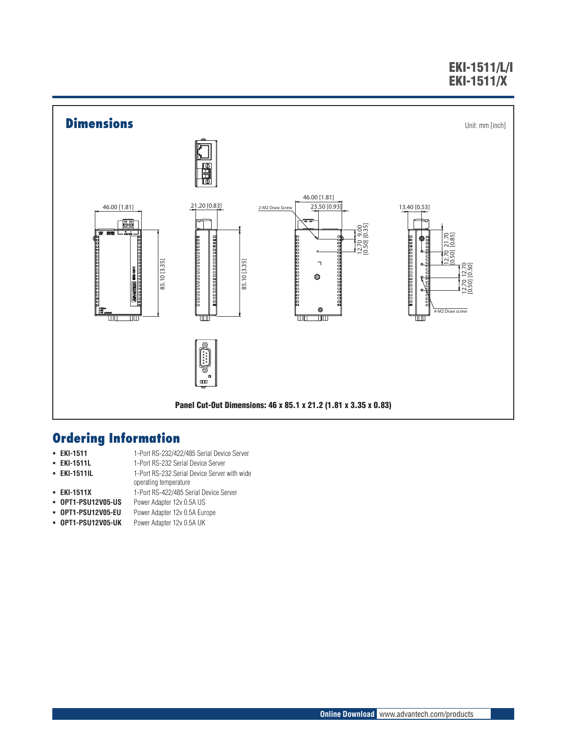## Dimensions

Unit: mm [inch]

46.00 [1.81]

85.10 [3.35]

21.20 [0.83]

85.10 [3.35]

46.00 [1.81]

2-M2 Draw Screw

23.50 [0.93]

12.70 [0.50]

9.00 [0.35]

13.40 [0.53]

12.70 [0.50]

21.70 [0.85]

12.70 [0.50]

12.70 [0.50]

4-M2 Draw screw

**Panel Cut-Out Dimensions: 46 x 85.1 x 21.2 (1.81 x 3.35 x 0.83)**

## Ordering Information

- **EKI-1511** 1-Port RS-232/422/485 Serial Device Server
- **EKI-1511L** 1-Port RS-232 Serial Device Server
- **EKI-1511IL** 1-Port RS-232 Serial Device Server with wide operating temperature
- **EKI-1511X** 1-Port RS-422/485 Serial Device Server
- **OPT1-PSU12V05-US** Power Adapter 12v 0.5A US
- **OPT1-PSU12V05-EU** Power Adapter 12v 0.5A Europe
- **OPT1-PSU12V05-UK** Power Adapter 12v 0.5A UK